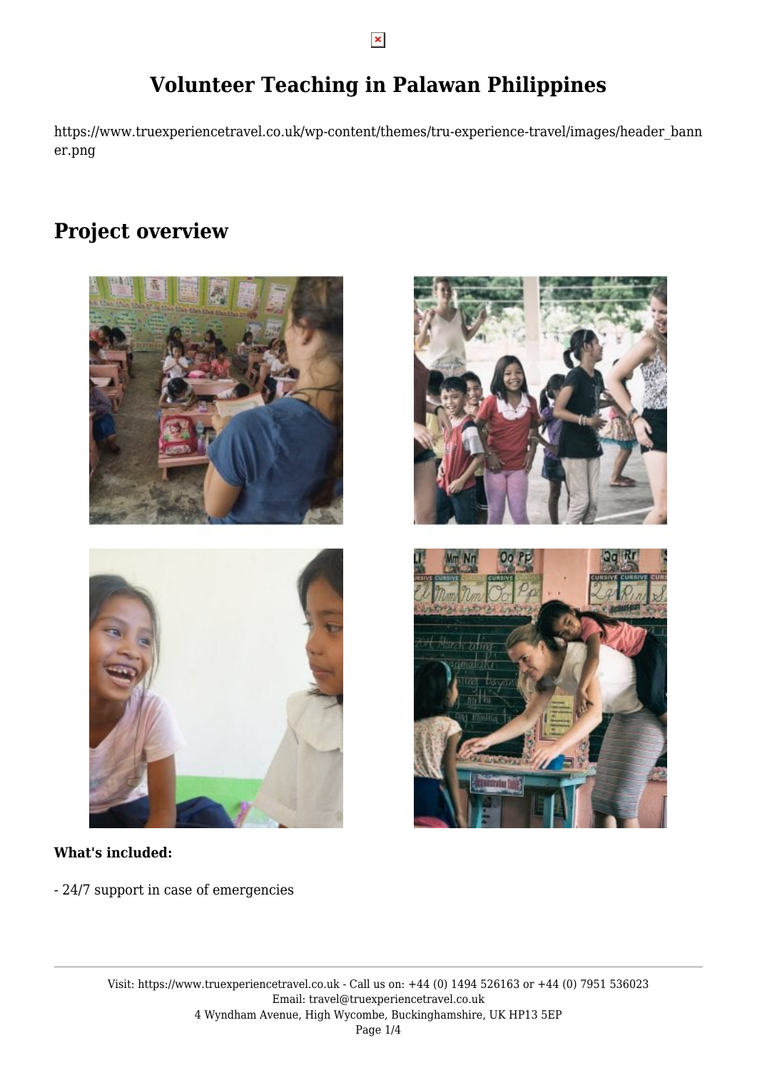# Volunteer Teaching in Palawan Philippines

https://www.truexperiencetravel.co.uk/wp-content/themes/tru-experience-travel/images/header_banner.png

## Project overview

**What's included:**

- 24/7 support in case of emergencies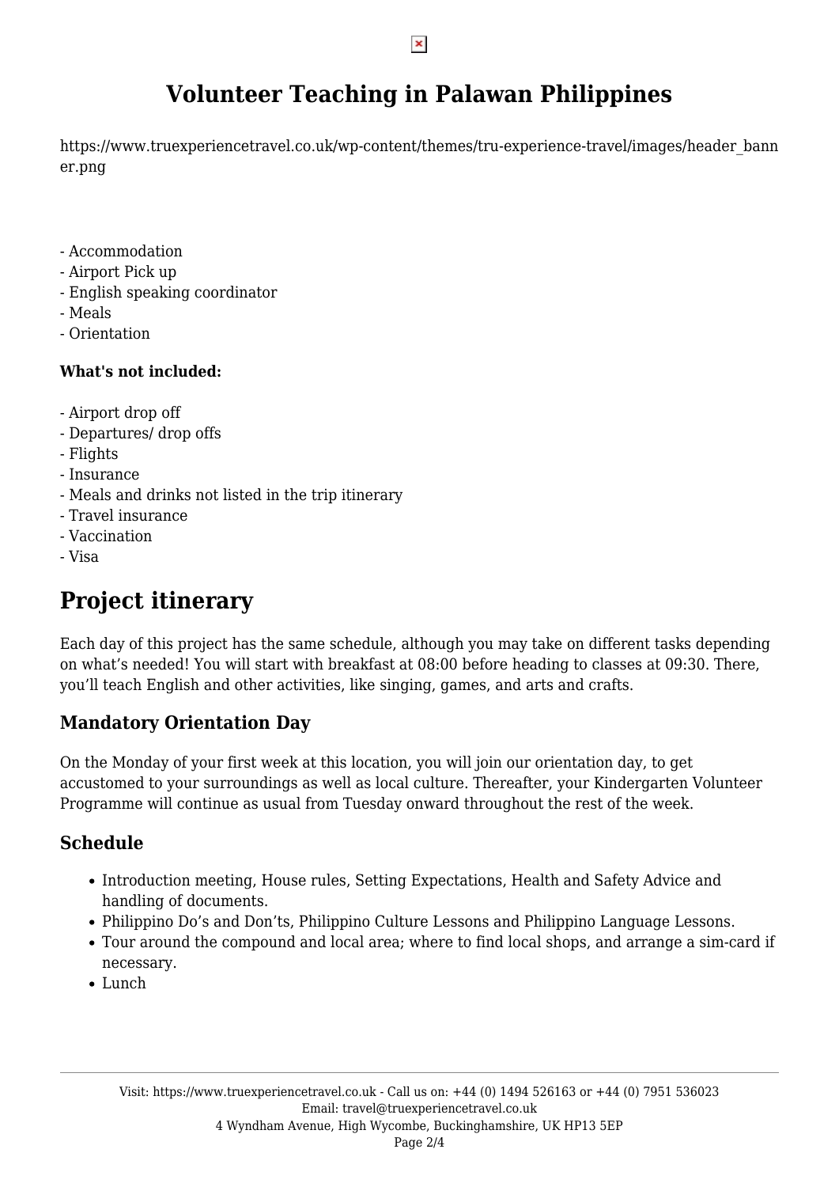# Volunteer Teaching in Palawan Philippines

https://www.truexperiencetravel.co.uk/wp-content/themes/tru-experience-travel/images/header_banner.png

- Accommodation
- Airport Pick up
- English speaking coordinator
- Meals
- Orientation

**What's not included:**

- Airport drop off
- Departures/ drop offs
- Flights
- Insurance
- Meals and drinks not listed in the trip itinerary
- Travel insurance
- Vaccination
- Visa

## Project itinerary

Each day of this project has the same schedule, although you may take on different tasks depending on what's needed! You will start with breakfast at 08:00 before heading to classes at 09:30. There, you'll teach English and other activities, like singing, games, and arts and crafts.

### Mandatory Orientation Day

On the Monday of your first week at this location, you will join our orientation day, to get accustomed to your surroundings as well as local culture. Thereafter, your Kindergarten Volunteer Programme will continue as usual from Tuesday onward throughout the rest of the week.

### Schedule

- Introduction meeting, House rules, Setting Expectations, Health and Safety Advice and handling of documents.
- Philippino Do's and Don'ts, Philippino Culture Lessons and Philippino Language Lessons.
- Tour around the compound and local area; where to find local shops, and arrange a sim-card if necessary.
- Lunch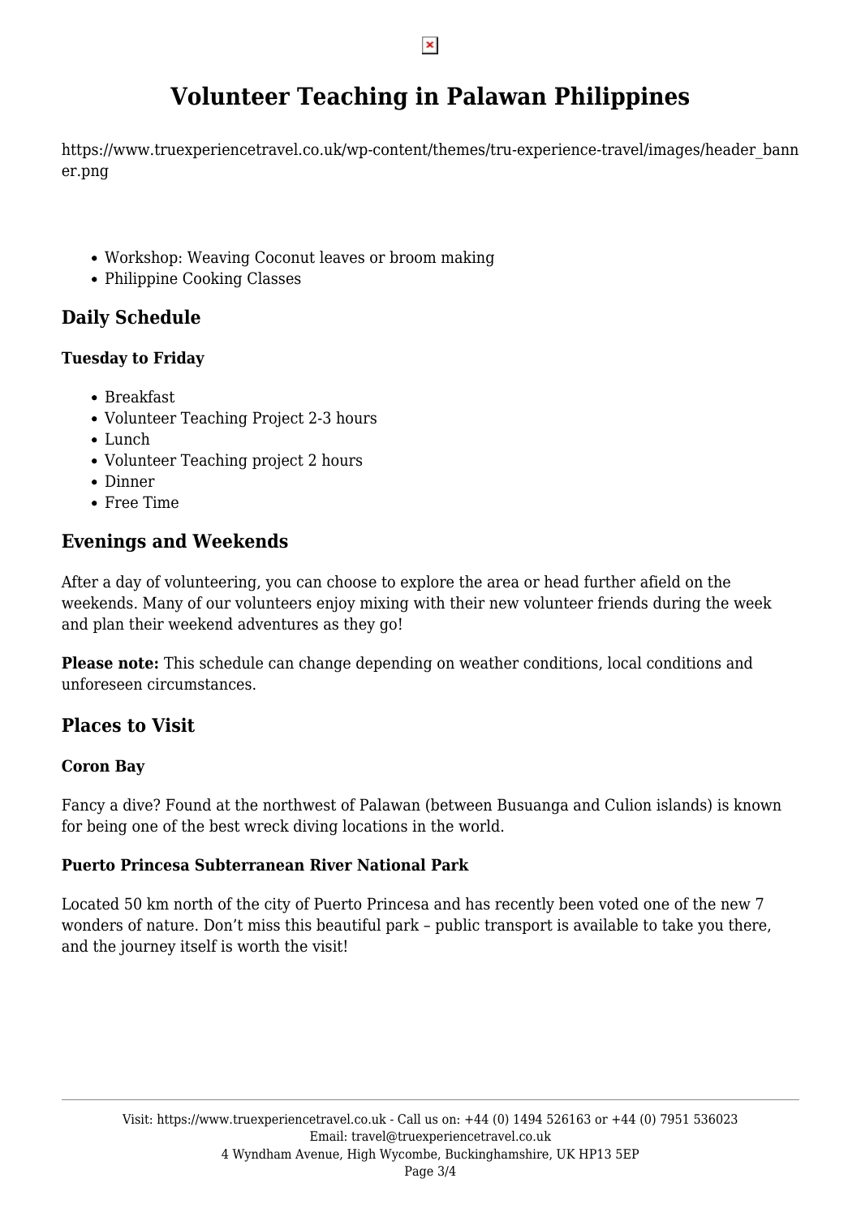# Volunteer Teaching in Palawan Philippines

https://www.truexperiencetravel.co.uk/wp-content/themes/tru-experience-travel/images/header_banner.png

- Workshop: Weaving Coconut leaves or broom making
- Philippine Cooking Classes

## Daily Schedule

### Tuesday to Friday

- Breakfast
- Volunteer Teaching Project 2-3 hours
- Lunch
- Volunteer Teaching project 2 hours
- Dinner
- Free Time

## Evenings and Weekends

After a day of volunteering, you can choose to explore the area or head further afield on the weekends. Many of our volunteers enjoy mixing with their new volunteer friends during the week and plan their weekend adventures as they go!

**Please note:** This schedule can change depending on weather conditions, local conditions and unforeseen circumstances.

## Places to Visit

### Coron Bay

Fancy a dive? Found at the northwest of Palawan (between Busuanga and Culion islands) is known for being one of the best wreck diving locations in the world.

### Puerto Princesa Subterranean River National Park

Located 50 km north of the city of Puerto Princesa and has recently been voted one of the new 7 wonders of nature. Don't miss this beautiful park – public transport is available to take you there, and the journey itself is worth the visit!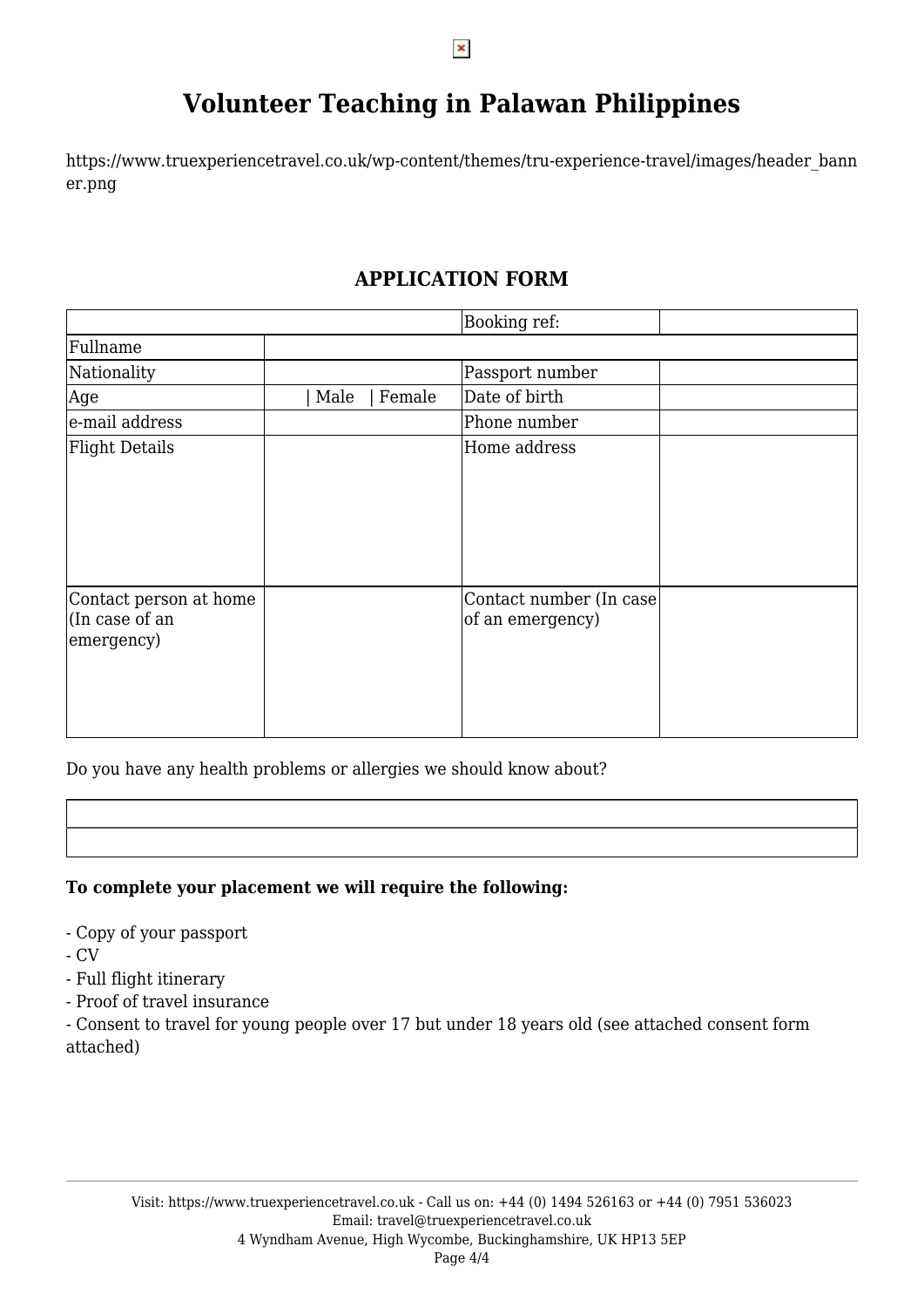# Volunteer Teaching in Palawan Philippines

https://www.truexperiencetravel.co.uk/wp-content/themes/tru-experience-travel/images/header_banner.png

## APPLICATION FORM

| | | | |
|---|---|---|---|
| | | Booking ref: | |
| Fullname | | | |
| Nationality | | Passport number | |
| Age | \| Male \| Female | Date of birth | |
| e-mail address | | Phone number | |
| Flight Details | | Home address | |
| Contact person at home (In case of an emergency) | | Contact number (In case of an emergency) | |

Do you have any health problems or allergies we should know about?

| |
|---|
| |
| |

**To complete your placement we will require the following:**

- Copy of your passport
- CV
- Full flight itinerary
- Proof of travel insurance
- Consent to travel for young people over 17 but under 18 years old (see attached consent form attached)

Visit: https://www.truexperiencetravel.co.uk - Call us on: +44 (0) 1494 526163 or +44 (0) 7951 536023
Email: travel@truexperiencetravel.co.uk
4 Wyndham Avenue, High Wycombe, Buckinghamshire, UK HP13 5EP